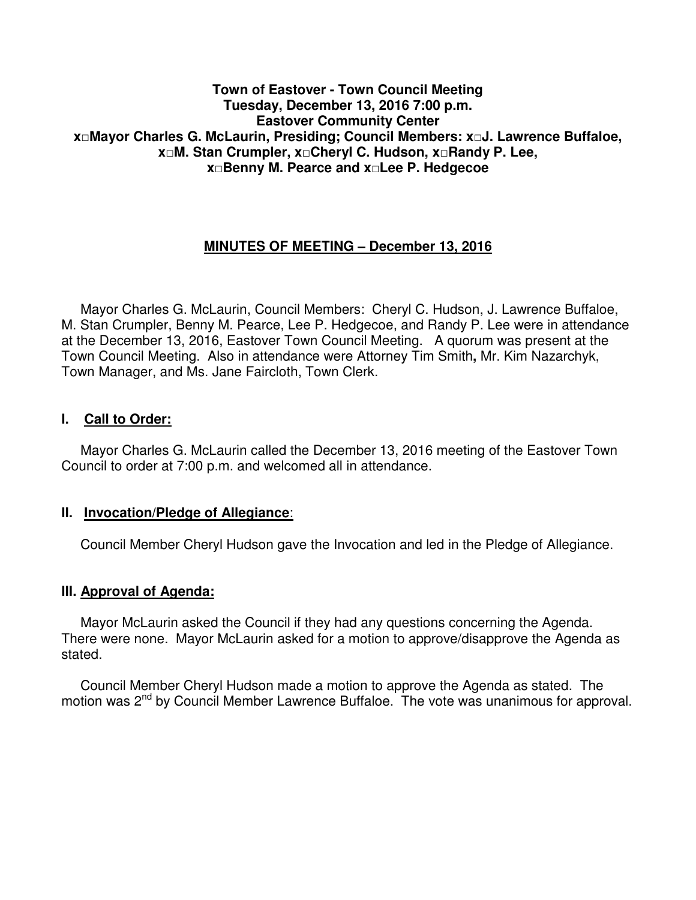**Town of Eastover - Town Council Meeting**
**Tuesday, December 13, 2016 7:00 p.m.**
**Eastover Community Center**
**x□Mayor Charles G. McLaurin, Presiding; Council Members: x□J. Lawrence Buffaloe, x□M. Stan Crumpler, x□Cheryl C. Hudson, x□Randy P. Lee, x□Benny M. Pearce and x□Lee P. Hedgecoe**

## MINUTES OF MEETING – December 13, 2016

Mayor Charles G. McLaurin, Council Members: Cheryl C. Hudson, J. Lawrence Buffaloe, M. Stan Crumpler, Benny M. Pearce, Lee P. Hedgecoe, and Randy P. Lee were in attendance at the December 13, 2016, Eastover Town Council Meeting. A quorum was present at the Town Council Meeting. Also in attendance were Attorney Tim Smith**,** Mr. Kim Nazarchyk, Town Manager, and Ms. Jane Faircloth, Town Clerk.

### I. Call to Order:

Mayor Charles G. McLaurin called the December 13, 2016 meeting of the Eastover Town Council to order at 7:00 p.m. and welcomed all in attendance.

### II. Invocation/Pledge of Allegiance:

Council Member Cheryl Hudson gave the Invocation and led in the Pledge of Allegiance.

### III. Approval of Agenda:

Mayor McLaurin asked the Council if they had any questions concerning the Agenda. There were none. Mayor McLaurin asked for a motion to approve/disapprove the Agenda as stated.

Council Member Cheryl Hudson made a motion to approve the Agenda as stated. The motion was 2nd by Council Member Lawrence Buffaloe. The vote was unanimous for approval.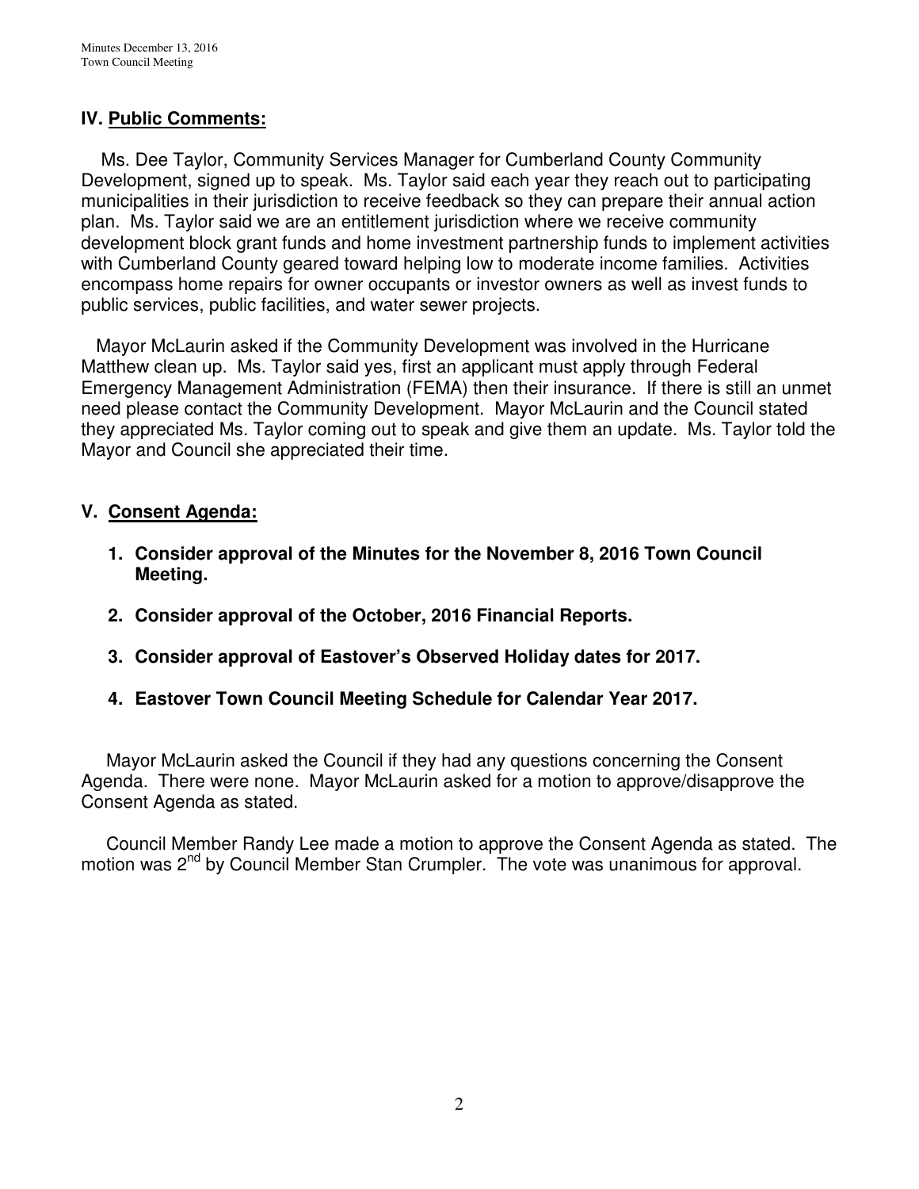## IV. Public Comments:

Ms. Dee Taylor, Community Services Manager for Cumberland County Community Development, signed up to speak. Ms. Taylor said each year they reach out to participating municipalities in their jurisdiction to receive feedback so they can prepare their annual action plan. Ms. Taylor said we are an entitlement jurisdiction where we receive community development block grant funds and home investment partnership funds to implement activities with Cumberland County geared toward helping low to moderate income families. Activities encompass home repairs for owner occupants or investor owners as well as invest funds to public services, public facilities, and water sewer projects.

Mayor McLaurin asked if the Community Development was involved in the Hurricane Matthew clean up. Ms. Taylor said yes, first an applicant must apply through Federal Emergency Management Administration (FEMA) then their insurance. If there is still an unmet need please contact the Community Development. Mayor McLaurin and the Council stated they appreciated Ms. Taylor coming out to speak and give them an update. Ms. Taylor told the Mayor and Council she appreciated their time.

## V. Consent Agenda:

1. **Consider approval of the Minutes for the November 8, 2016 Town Council Meeting.**
2. **Consider approval of the October, 2016 Financial Reports.**
3. **Consider approval of Eastover's Observed Holiday dates for 2017.**
4. **Eastover Town Council Meeting Schedule for Calendar Year 2017.**

Mayor McLaurin asked the Council if they had any questions concerning the Consent Agenda. There were none. Mayor McLaurin asked for a motion to approve/disapprove the Consent Agenda as stated.

Council Member Randy Lee made a motion to approve the Consent Agenda as stated. The motion was 2nd by Council Member Stan Crumpler. The vote was unanimous for approval.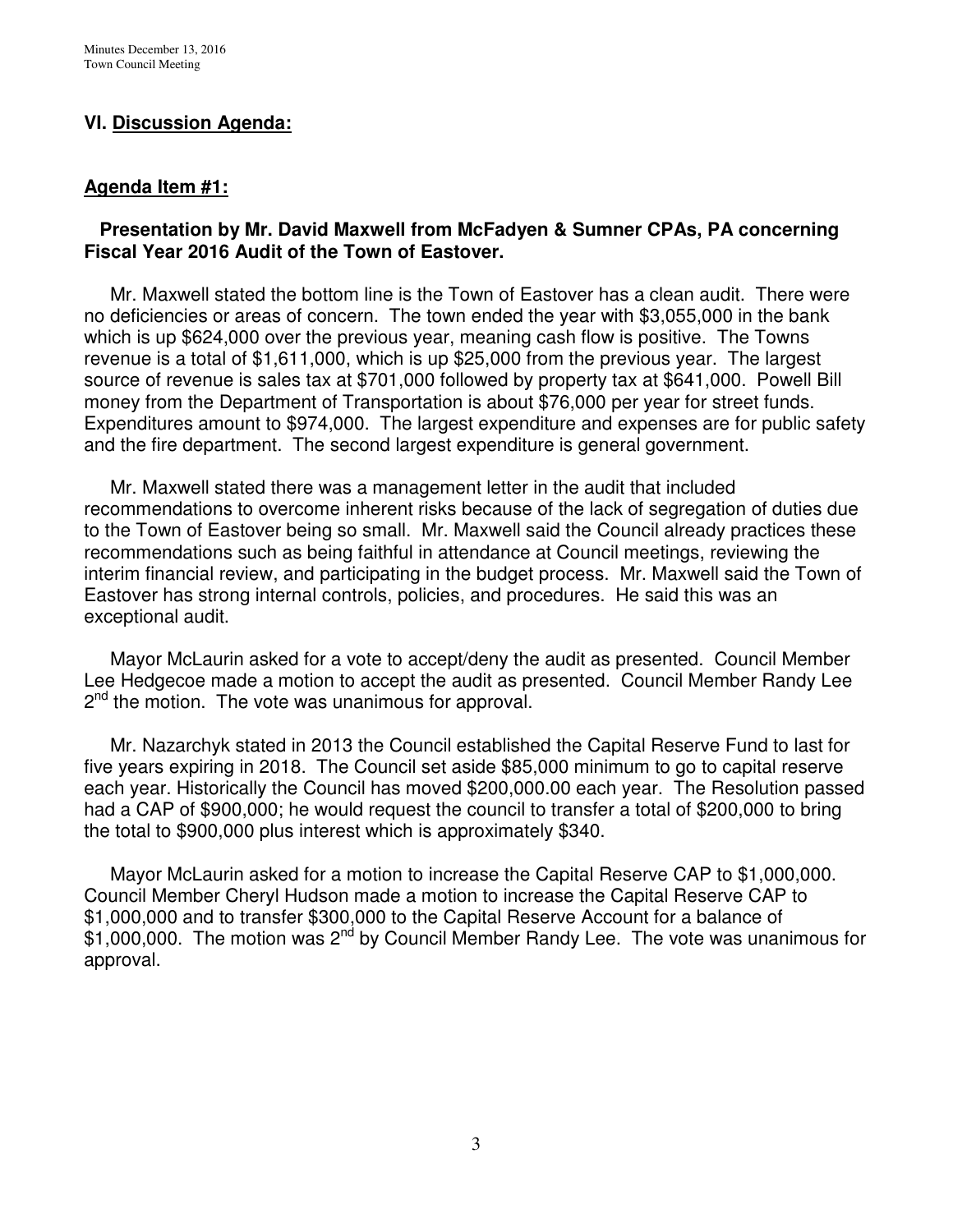## VI. Discussion Agenda:

### Agenda Item #1:

**Presentation by Mr. David Maxwell from McFadyen & Sumner CPAs, PA concerning Fiscal Year 2016 Audit of the Town of Eastover.**

Mr. Maxwell stated the bottom line is the Town of Eastover has a clean audit. There were no deficiencies or areas of concern. The town ended the year with $3,055,000 in the bank which is up $624,000 over the previous year, meaning cash flow is positive. The Towns revenue is a total of $1,611,000, which is up $25,000 from the previous year. The largest source of revenue is sales tax at $701,000 followed by property tax at $641,000. Powell Bill money from the Department of Transportation is about $76,000 per year for street funds. Expenditures amount to $974,000. The largest expenditure and expenses are for public safety and the fire department. The second largest expenditure is general government.

Mr. Maxwell stated there was a management letter in the audit that included recommendations to overcome inherent risks because of the lack of segregation of duties due to the Town of Eastover being so small. Mr. Maxwell said the Council already practices these recommendations such as being faithful in attendance at Council meetings, reviewing the interim financial review, and participating in the budget process. Mr. Maxwell said the Town of Eastover has strong internal controls, policies, and procedures. He said this was an exceptional audit.

Mayor McLaurin asked for a vote to accept/deny the audit as presented. Council Member Lee Hedgecoe made a motion to accept the audit as presented. Council Member Randy Lee 2nd the motion. The vote was unanimous for approval.

Mr. Nazarchyk stated in 2013 the Council established the Capital Reserve Fund to last for five years expiring in 2018. The Council set aside $85,000 minimum to go to capital reserve each year. Historically the Council has moved $200,000.00 each year. The Resolution passed had a CAP of $900,000; he would request the council to transfer a total of $200,000 to bring the total to $900,000 plus interest which is approximately $340.

Mayor McLaurin asked for a motion to increase the Capital Reserve CAP to $1,000,000. Council Member Cheryl Hudson made a motion to increase the Capital Reserve CAP to $1,000,000 and to transfer $300,000 to the Capital Reserve Account for a balance of $1,000,000. The motion was 2nd by Council Member Randy Lee. The vote was unanimous for approval.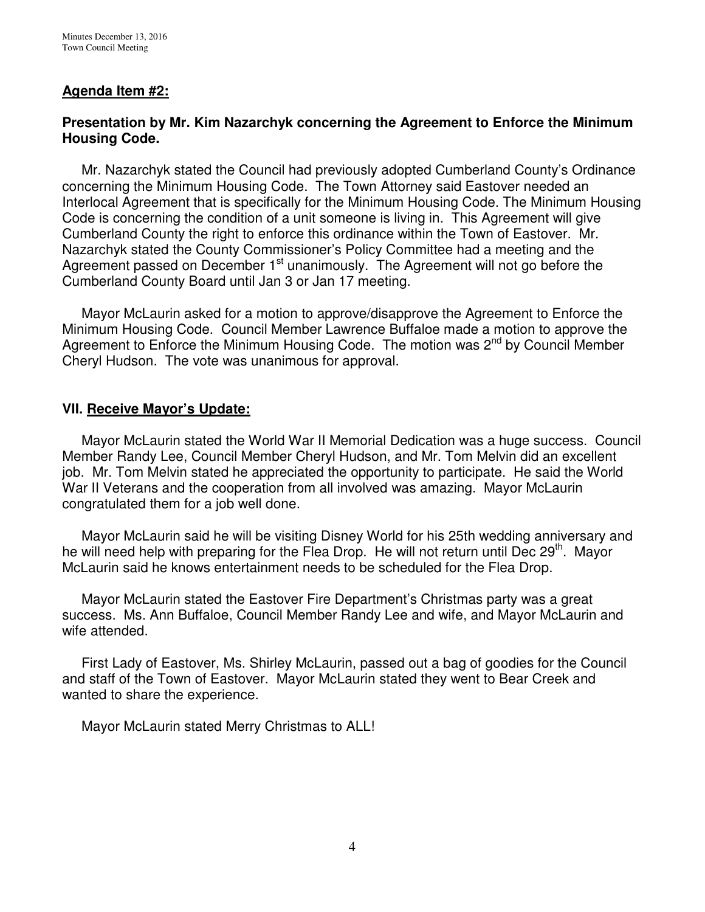## **Agenda Item #2:**

### **Presentation by Mr. Kim Nazarchyk concerning the Agreement to Enforce the Minimum Housing Code.**

Mr. Nazarchyk stated the Council had previously adopted Cumberland County's Ordinance concerning the Minimum Housing Code. The Town Attorney said Eastover needed an Interlocal Agreement that is specifically for the Minimum Housing Code. The Minimum Housing Code is concerning the condition of a unit someone is living in. This Agreement will give Cumberland County the right to enforce this ordinance within the Town of Eastover. Mr. Nazarchyk stated the County Commissioner's Policy Committee had a meeting and the Agreement passed on December 1st unanimously. The Agreement will not go before the Cumberland County Board until Jan 3 or Jan 17 meeting.

Mayor McLaurin asked for a motion to approve/disapprove the Agreement to Enforce the Minimum Housing Code. Council Member Lawrence Buffaloe made a motion to approve the Agreement to Enforce the Minimum Housing Code. The motion was 2nd by Council Member Cheryl Hudson. The vote was unanimous for approval.

## **VII. Receive Mayor's Update:**

Mayor McLaurin stated the World War II Memorial Dedication was a huge success. Council Member Randy Lee, Council Member Cheryl Hudson, and Mr. Tom Melvin did an excellent job. Mr. Tom Melvin stated he appreciated the opportunity to participate. He said the World War II Veterans and the cooperation from all involved was amazing. Mayor McLaurin congratulated them for a job well done.

Mayor McLaurin said he will be visiting Disney World for his 25th wedding anniversary and he will need help with preparing for the Flea Drop. He will not return until Dec 29th. Mayor McLaurin said he knows entertainment needs to be scheduled for the Flea Drop.

Mayor McLaurin stated the Eastover Fire Department's Christmas party was a great success. Ms. Ann Buffaloe, Council Member Randy Lee and wife, and Mayor McLaurin and wife attended.

First Lady of Eastover, Ms. Shirley McLaurin, passed out a bag of goodies for the Council and staff of the Town of Eastover. Mayor McLaurin stated they went to Bear Creek and wanted to share the experience.

Mayor McLaurin stated Merry Christmas to ALL!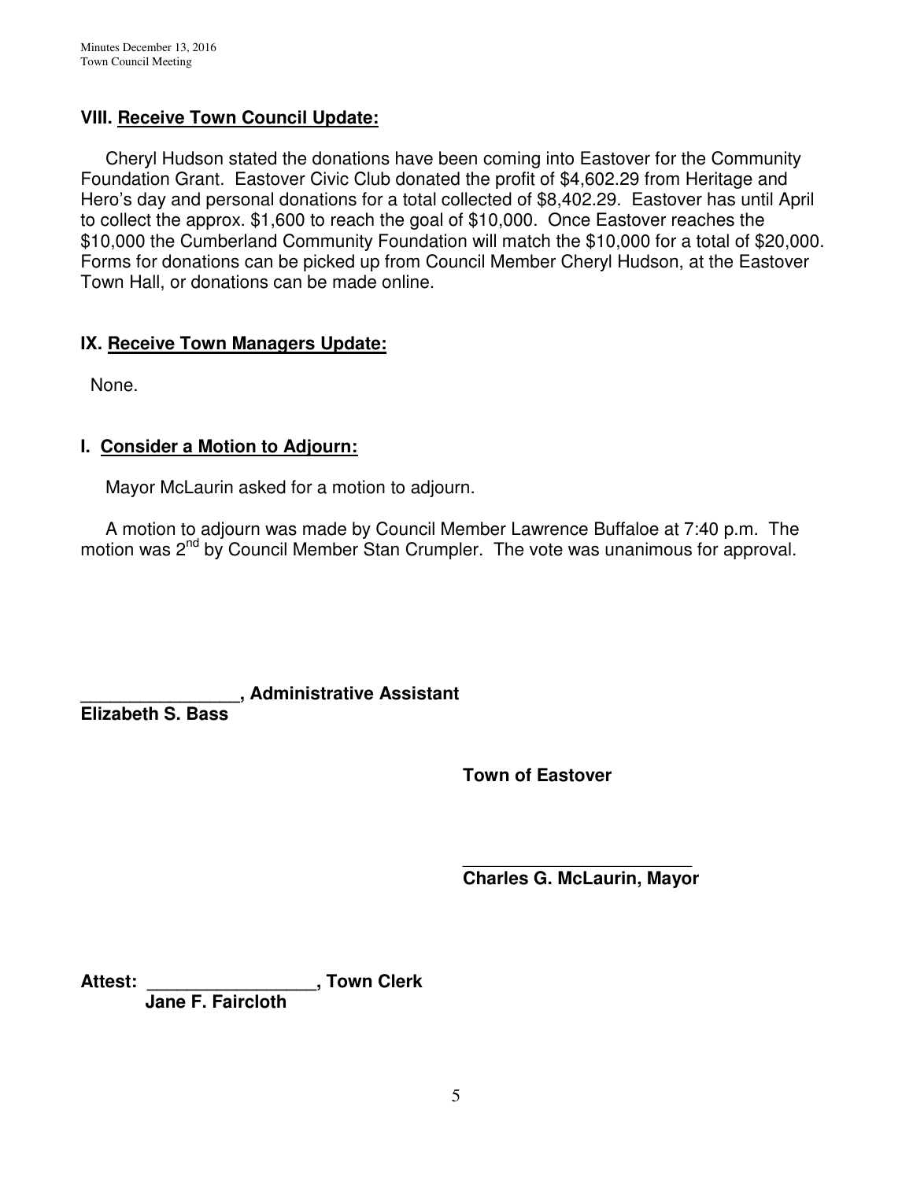## VIII. Receive Town Council Update:

Cheryl Hudson stated the donations have been coming into Eastover for the Community Foundation Grant. Eastover Civic Club donated the profit of $4,602.29 from Heritage and Hero's day and personal donations for a total collected of $8,402.29. Eastover has until April to collect the approx. $1,600 to reach the goal of $10,000. Once Eastover reaches the $10,000 the Cumberland Community Foundation will match the $10,000 for a total of $20,000. Forms for donations can be picked up from Council Member Cheryl Hudson, at the Eastover Town Hall, or donations can be made online.

## IX. Receive Town Managers Update:

None.

## I. Consider a Motion to Adjourn:

Mayor McLaurin asked for a motion to adjourn.

A motion to adjourn was made by Council Member Lawrence Buffaloe at 7:40 p.m. The motion was 2nd by Council Member Stan Crumpler. The vote was unanimous for approval.

**________________, Administrative Assistant**
**Elizabeth S. Bass**

**Town of Eastover**

______________________
**Charles G. McLaurin, Mayor**

**Attest: ________________, Town Clerk**
**Jane F. Faircloth**